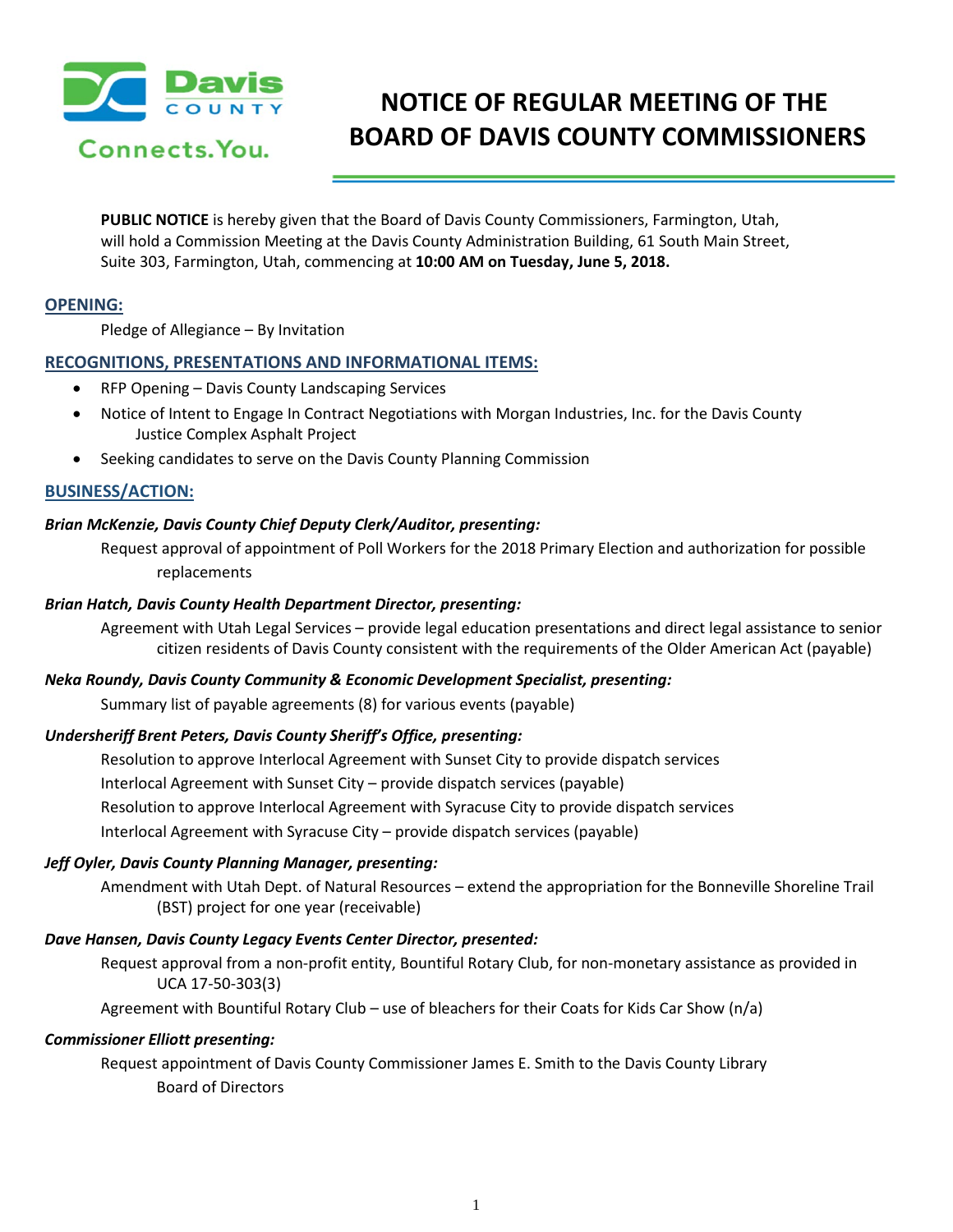# NOTICE OF REGULAR MEETING OF THE BOARD OF DAVIS COUNTY COMMISSIONERS

**PUBLIC NOTICE** is hereby given that the Board of Davis County Commissioners, Farmington, Utah, will hold a Commission Meeting at the Davis County Administration Building, 61 South Main Street, Suite 303, Farmington, Utah, commencing at **10:00 AM on Tuesday, June 5, 2018.**

## OPENING:

Pledge of Allegiance – By Invitation

## RECOGNITIONS, PRESENTATIONS AND INFORMATIONAL ITEMS:

- RFP Opening – Davis County Landscaping Services
- Notice of Intent to Engage In Contract Negotiations with Morgan Industries, Inc. for the Davis County Justice Complex Asphalt Project
- Seeking candidates to serve on the Davis County Planning Commission

## BUSINESS/ACTION:

***Brian McKenzie, Davis County Chief Deputy Clerk/Auditor, presenting:***

Request approval of appointment of Poll Workers for the 2018 Primary Election and authorization for possible replacements

***Brian Hatch, Davis County Health Department Director, presenting:***

Agreement with Utah Legal Services – provide legal education presentations and direct legal assistance to senior citizen residents of Davis County consistent with the requirements of the Older American Act (payable)

***Neka Roundy, Davis County Community & Economic Development Specialist, presenting:***

Summary list of payable agreements (8) for various events (payable)

***Undersheriff Brent Peters, Davis County Sheriff's Office, presenting:***

Resolution to approve Interlocal Agreement with Sunset City to provide dispatch services

Interlocal Agreement with Sunset City – provide dispatch services (payable)

Resolution to approve Interlocal Agreement with Syracuse City to provide dispatch services

Interlocal Agreement with Syracuse City – provide dispatch services (payable)

***Jeff Oyler, Davis County Planning Manager, presenting:***

Amendment with Utah Dept. of Natural Resources – extend the appropriation for the Bonneville Shoreline Trail (BST) project for one year (receivable)

***Dave Hansen, Davis County Legacy Events Center Director, presented:***

Request approval from a non-profit entity, Bountiful Rotary Club, for non-monetary assistance as provided in UCA 17-50-303(3)

Agreement with Bountiful Rotary Club – use of bleachers for their Coats for Kids Car Show (n/a)

***Commissioner Elliott presenting:***

Request appointment of Davis County Commissioner James E. Smith to the Davis County Library Board of Directors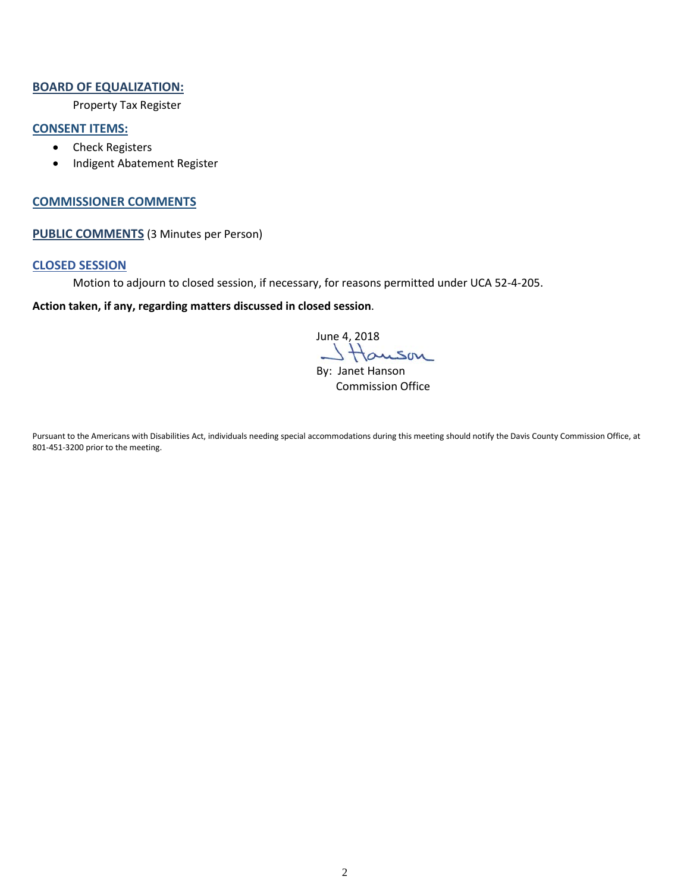## BOARD OF EQUALIZATION:

Property Tax Register

## CONSENT ITEMS:

- Check Registers
- Indigent Abatement Register

## COMMISSIONER COMMENTS

**PUBLIC COMMENTS** (3 Minutes per Person)

## CLOSED SESSION

Motion to adjourn to closed session, if necessary, for reasons permitted under UCA 52-4-205.

**Action taken, if any, regarding matters discussed in closed session**.

June 4, 2018

J Hanson

By: Janet Hanson
Commission Office

Pursuant to the Americans with Disabilities Act, individuals needing special accommodations during this meeting should notify the Davis County Commission Office, at 801-451-3200 prior to the meeting.